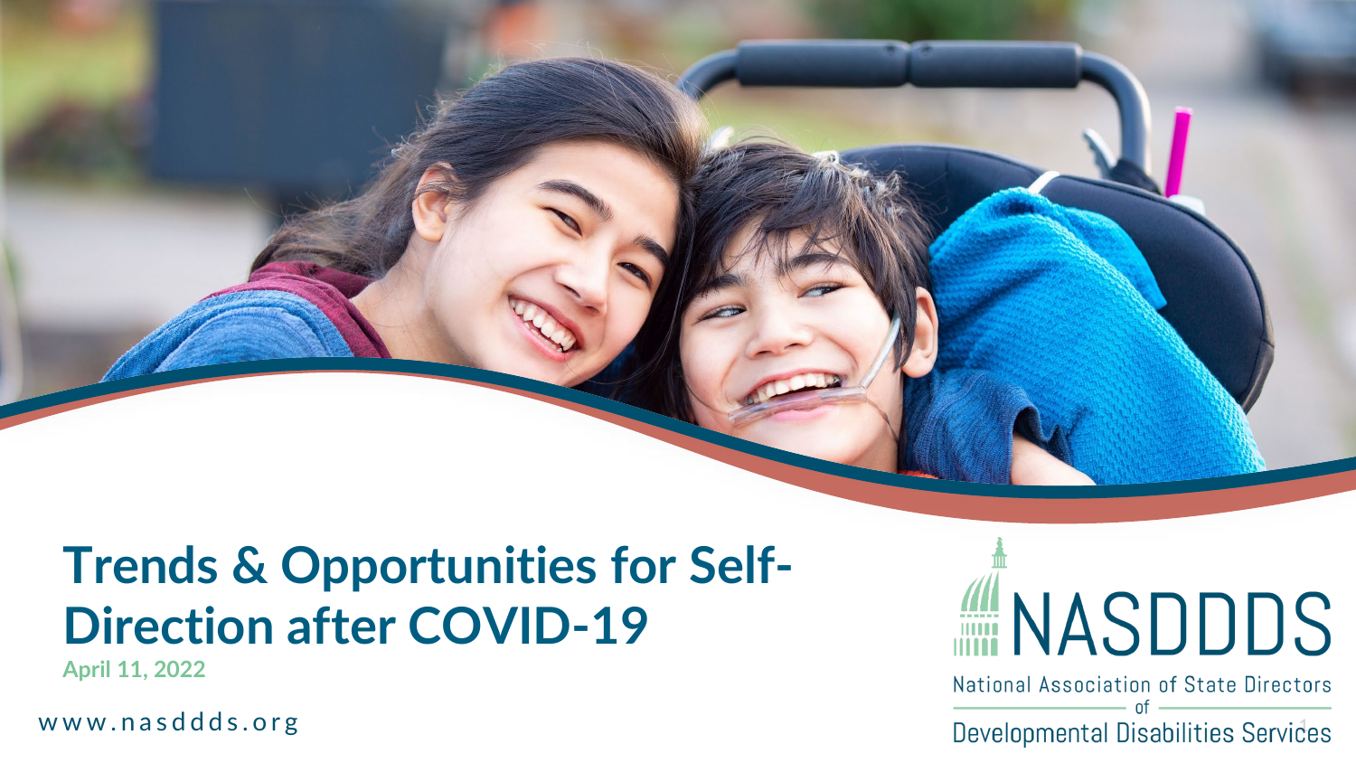# Trends & Opportunities for Self-Direction after COVID-19

April 11, 2022

www.nasddds.org

NASDDDS

National Association of State Directors of Developmental Disabilities Services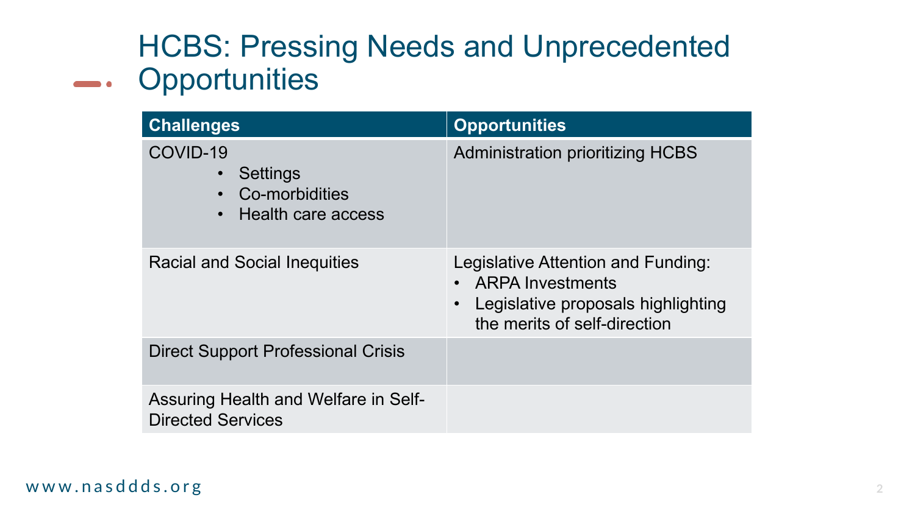# HCBS: Pressing Needs and Unprecedented Opportunities

| Challenges | Opportunities |
|---|---|
| COVID-19<br>• Settings<br>• Co-morbidities<br>• Health care access | Administration prioritizing HCBS |
| Racial and Social Inequities | Legislative Attention and Funding:<br>• ARPA Investments<br>• Legislative proposals highlighting the merits of self-direction |
| Direct Support Professional Crisis | |
| Assuring Health and Welfare in Self-Directed Services | |

www.nasddds.org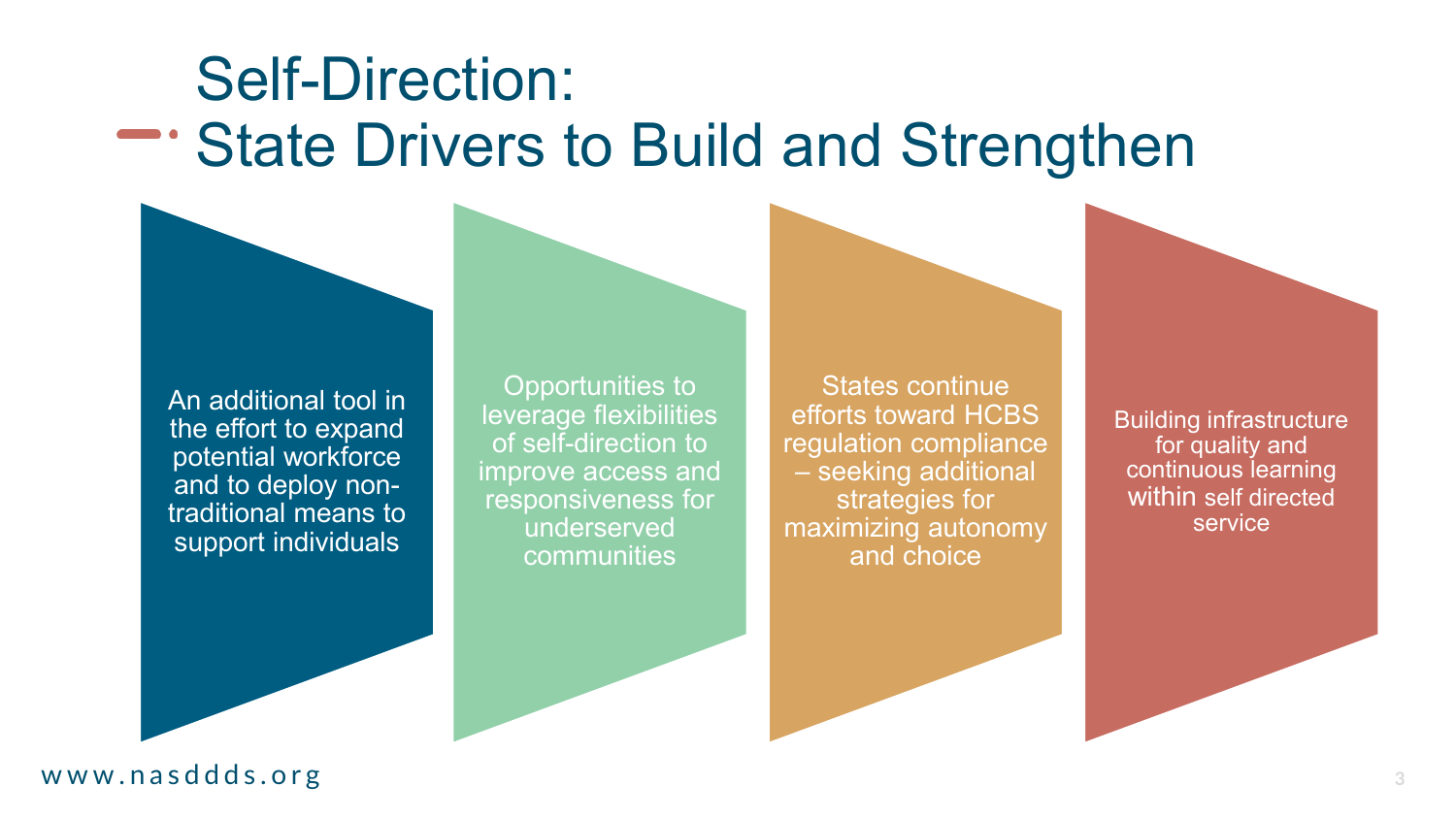# Self-Direction: State Drivers to Build and Strengthen

- An additional tool in the effort to expand potential workforce and to deploy non-traditional means to support individuals
- Opportunities to leverage flexibilities of self-direction to improve access and responsiveness for underserved communities
- States continue efforts toward HCBS regulation compliance – seeking additional strategies for maximizing autonomy and choice
- Building infrastructure for quality and continuous learning within self directed service

www.nasddds.org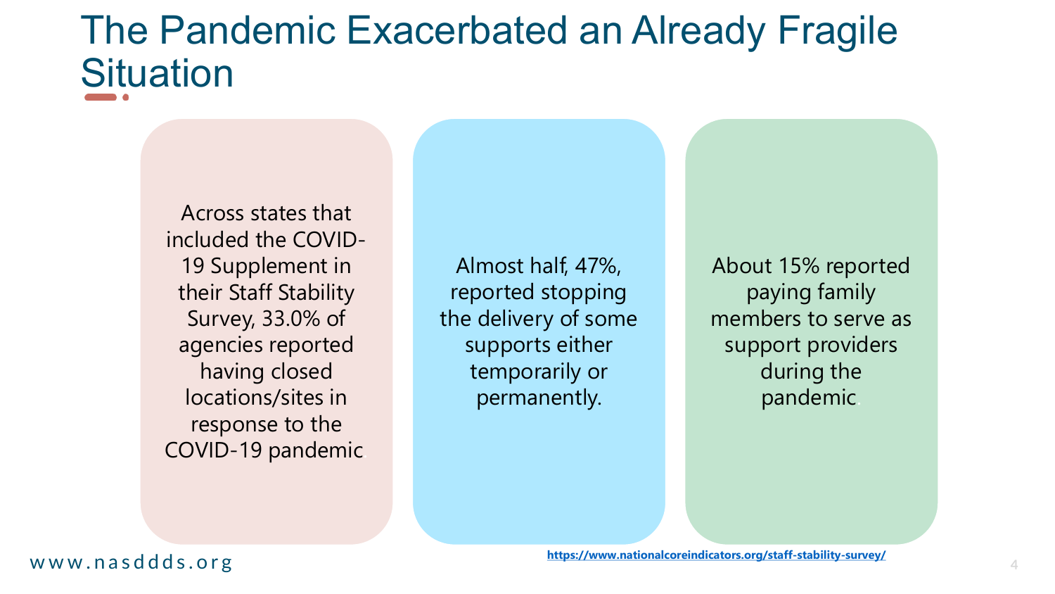# The Pandemic Exacerbated an Already Fragile Situation

Across states that included the COVID-19 Supplement in their Staff Stability Survey, 33.0% of agencies reported having closed locations/sites in response to the COVID-19 pandemic.

Almost half, 47%, reported stopping the delivery of some supports either temporarily or permanently.

About 15% reported paying family members to serve as support providers during the pandemic.

https://www.nationalcoreindicators.org/staff-stability-survey/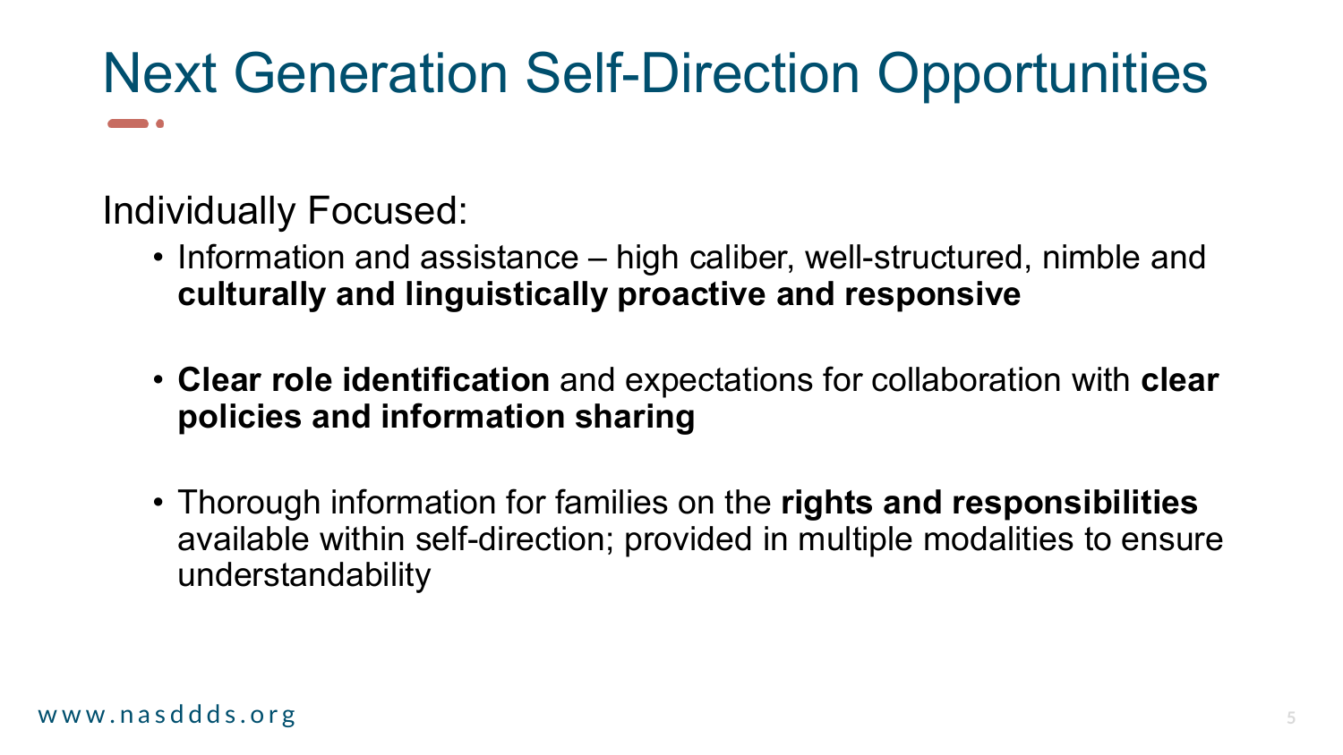# Next Generation Self-Direction Opportunities

Individually Focused:

- Information and assistance – high caliber, well-structured, nimble and **culturally and linguistically proactive and responsive**
- **Clear role identification** and expectations for collaboration with **clear policies and information sharing**
- Thorough information for families on the **rights and responsibilities** available within self-direction; provided in multiple modalities to ensure understandability

www.nasddds.org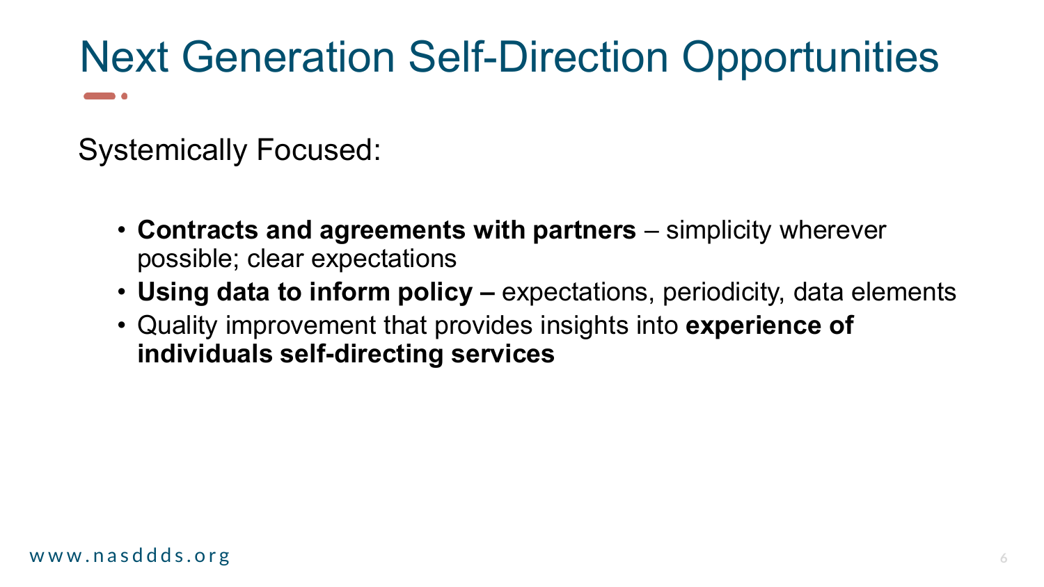# Next Generation Self-Direction Opportunities

Systemically Focused:

- **Contracts and agreements with partners** – simplicity wherever possible; clear expectations
- **Using data to inform policy –** expectations, periodicity, data elements
- Quality improvement that provides insights into **experience of individuals self-directing services**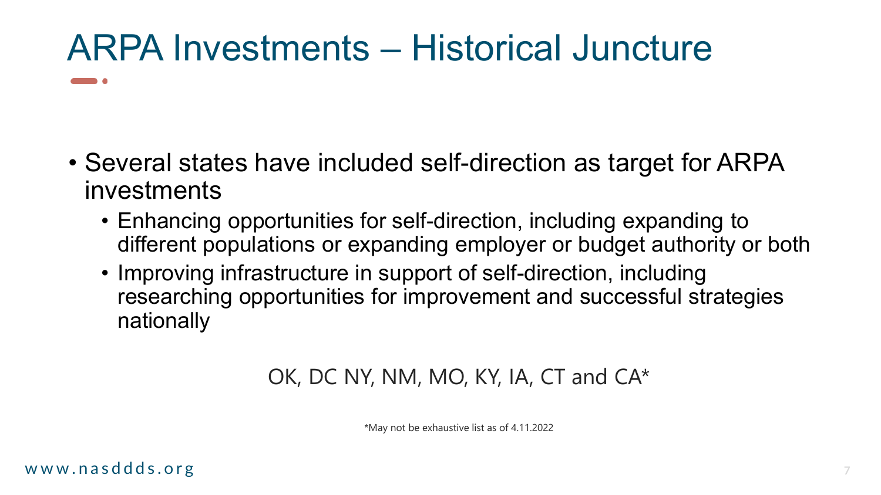# ARPA Investments – Historical Juncture

- Several states have included self-direction as target for ARPA investments
  - Enhancing opportunities for self-direction, including expanding to different populations or expanding employer or budget authority or both
  - Improving infrastructure in support of self-direction, including researching opportunities for improvement and successful strategies nationally

OK, DC NY, NM, MO, KY, IA, CT and CA*

*May not be exhaustive list as of 4.11.2022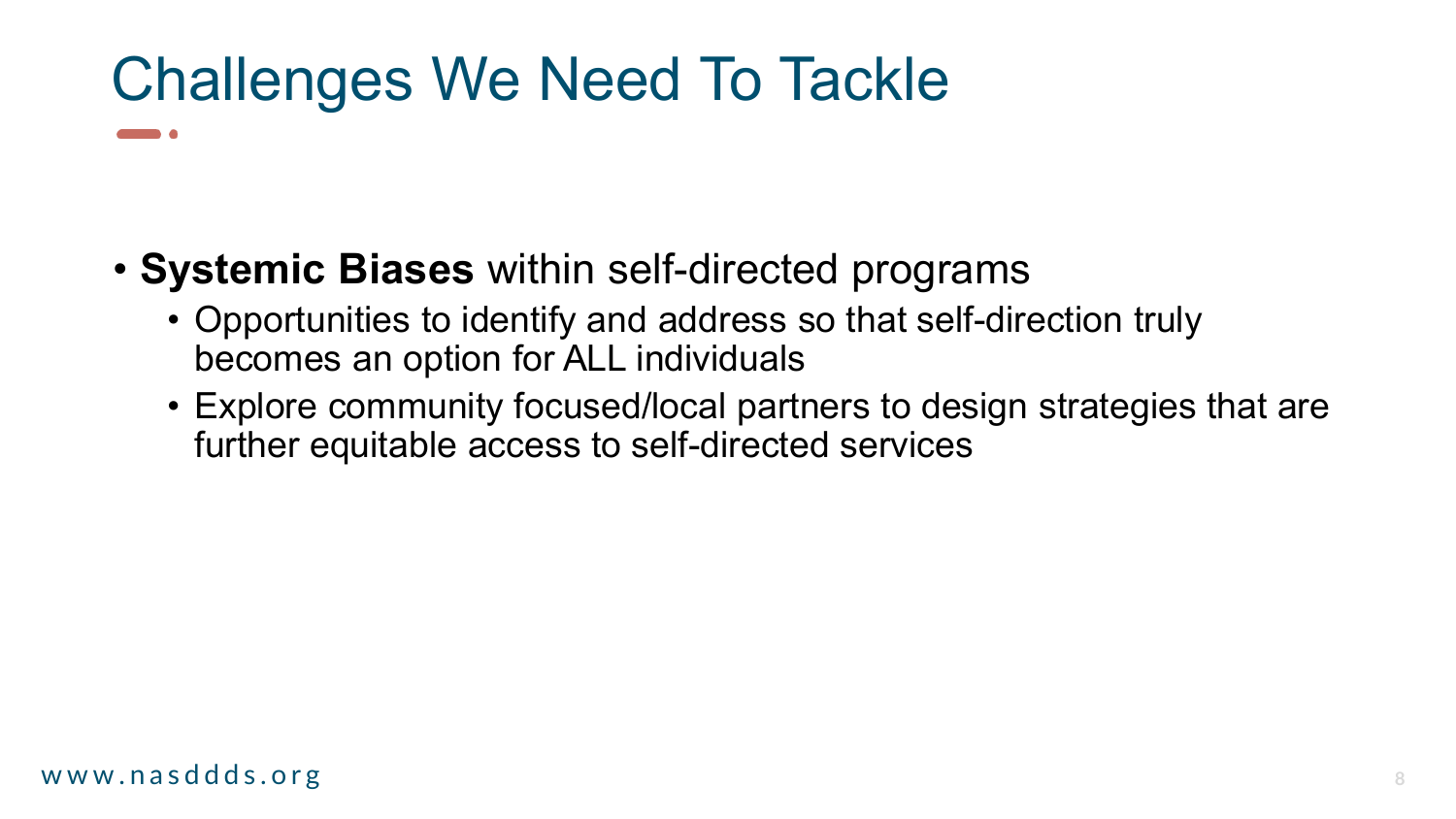# Challenges We Need To Tackle

- **Systemic Biases** within self-directed programs
  - Opportunities to identify and address so that self-direction truly becomes an option for ALL individuals
  - Explore community focused/local partners to design strategies that are further equitable access to self-directed services

www.nasddds.org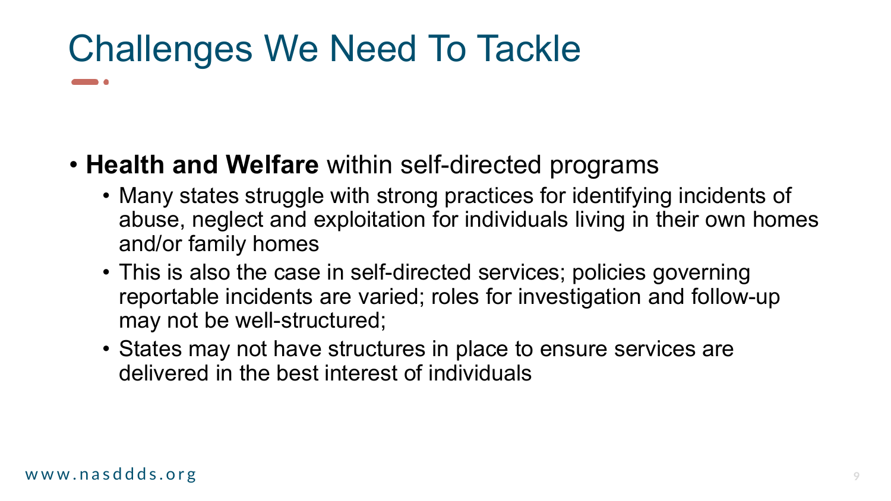# Challenges We Need To Tackle

- **Health and Welfare** within self-directed programs
  - Many states struggle with strong practices for identifying incidents of abuse, neglect and exploitation for individuals living in their own homes and/or family homes
  - This is also the case in self-directed services; policies governing reportable incidents are varied; roles for investigation and follow-up may not be well-structured;
  - States may not have structures in place to ensure services are delivered in the best interest of individuals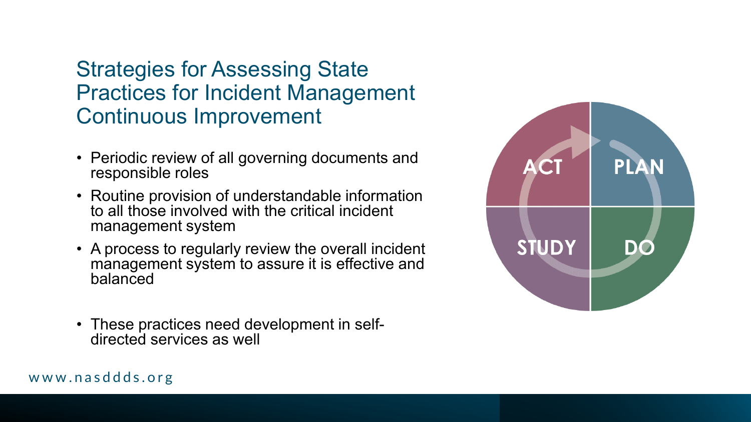## Strategies for Assessing State Practices for Incident Management Continuous Improvement

- Periodic review of all governing documents and responsible roles
- Routine provision of understandable information to all those involved with the critical incident management system
- A process to regularly review the overall incident management system to assure it is effective and balanced
- These practices need development in self-directed services as well

ACT PLAN STUDY DO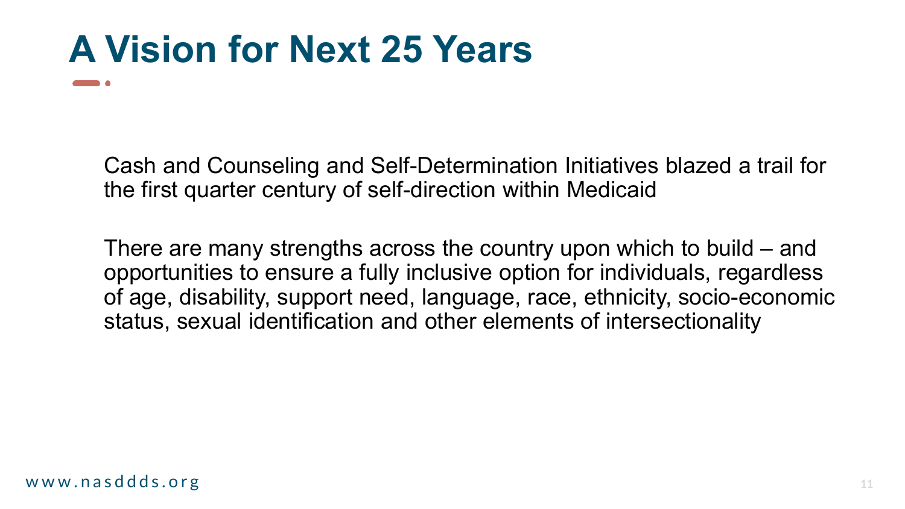# A Vision for Next 25 Years

Cash and Counseling and Self-Determination Initiatives blazed a trail for the first quarter century of self-direction within Medicaid

There are many strengths across the country upon which to build – and opportunities to ensure a fully inclusive option for individuals, regardless of age, disability, support need, language, race, ethnicity, socio-economic status, sexual identification and other elements of intersectionality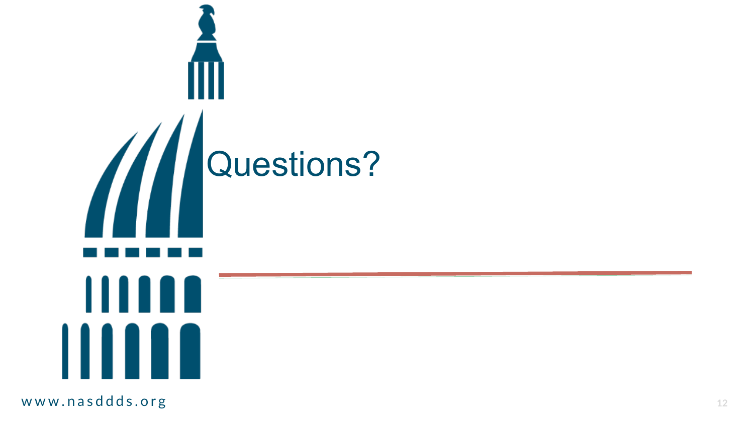# Questions?

www.nasddds.org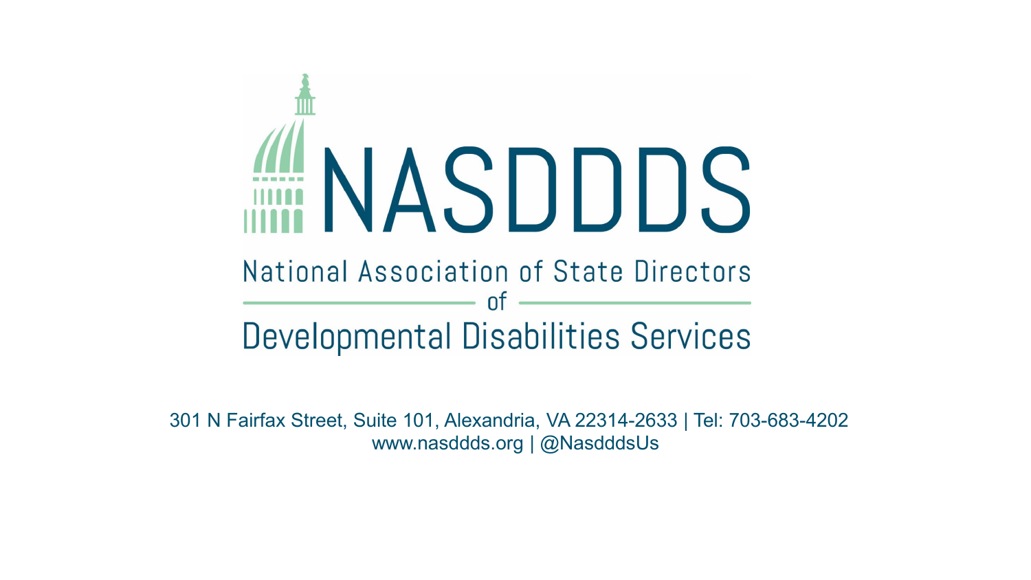# NASDDDS

National Association of State Directors of Developmental Disabilities Services

301 N Fairfax Street, Suite 101, Alexandria, VA 22314-2633 | Tel: 703-683-4202
www.nasddds.org | @NasdddsUs